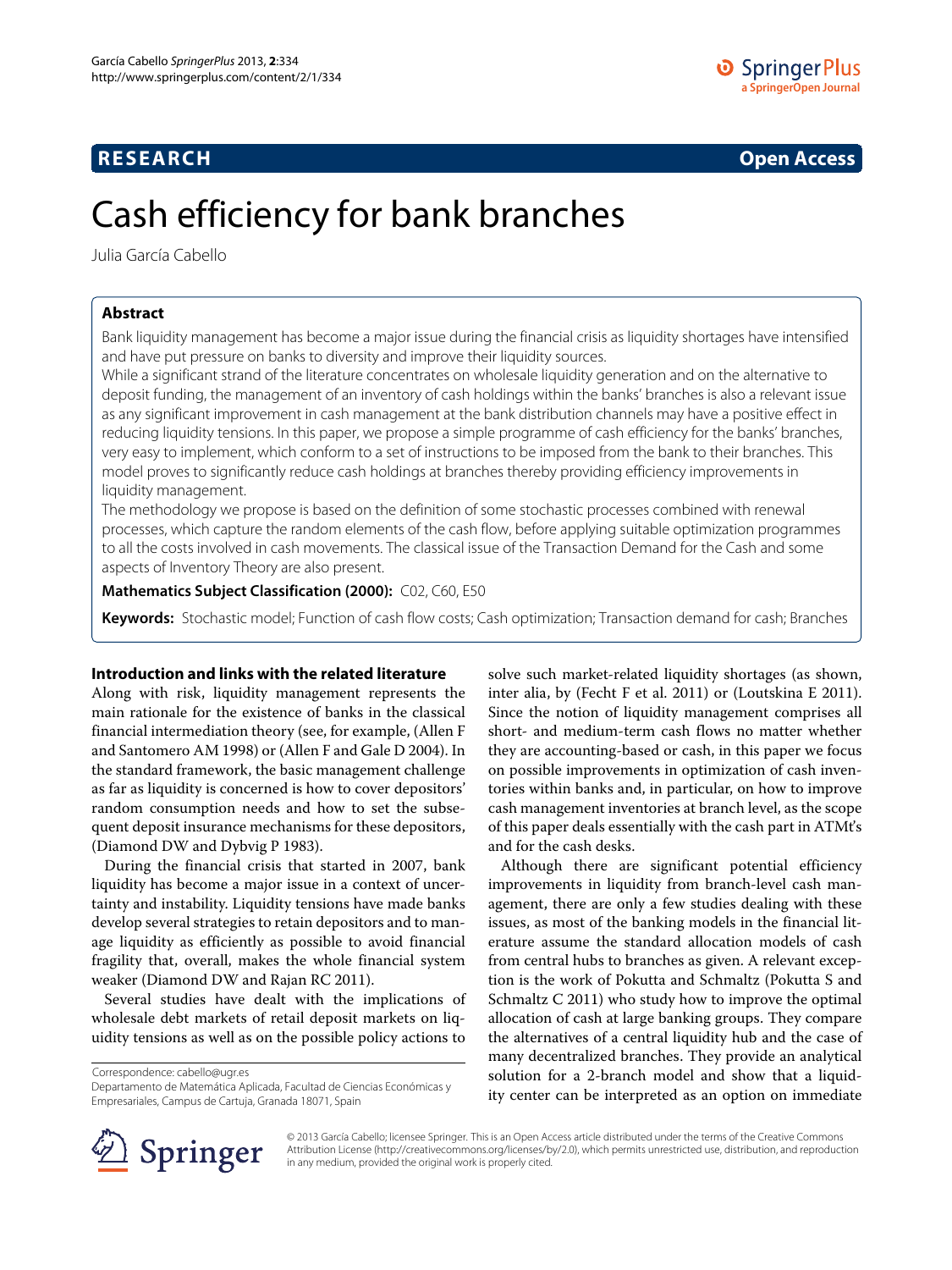**RESEARCH** **Open Access**

# Cash efficiency for bank branches

Julia García Cabello

## Abstract

Bank liquidity management has become a major issue during the financial crisis as liquidity shortages have intensified and have put pressure on banks to diversity and improve their liquidity sources.

While a significant strand of the literature concentrates on wholesale liquidity generation and on the alternative to deposit funding, the management of an inventory of cash holdings within the banks' branches is also a relevant issue as any significant improvement in cash management at the bank distribution channels may have a positive effect in reducing liquidity tensions. In this paper, we propose a simple programme of cash efficiency for the banks' branches, very easy to implement, which conform to a set of instructions to be imposed from the bank to their branches. This model proves to significantly reduce cash holdings at branches thereby providing efficiency improvements in liquidity management.

The methodology we propose is based on the definition of some stochastic processes combined with renewal processes, which capture the random elements of the cash flow, before applying suitable optimization programmes to all the costs involved in cash movements. The classical issue of the Transaction Demand for the Cash and some aspects of Inventory Theory are also present.

**Mathematics Subject Classification (2000):** C02, C60, E50

**Keywords:** Stochastic model; Function of cash flow costs; Cash optimization; Transaction demand for cash; Branches

### Introduction and links with the related literature

Along with risk, liquidity management represents the main rationale for the existence of banks in the classical financial intermediation theory (see, for example, (Allen F and Santomero AM 1998) or (Allen F and Gale D 2004). In the standard framework, the basic management challenge as far as liquidity is concerned is how to cover depositors' random consumption needs and how to set the subsequent deposit insurance mechanisms for these depositors, (Diamond DW and Dybvig P 1983).

During the financial crisis that started in 2007, bank liquidity has become a major issue in a context of uncertainty and instability. Liquidity tensions have made banks develop several strategies to retain depositors and to manage liquidity as efficiently as possible to avoid financial fragility that, overall, makes the whole financial system weaker (Diamond DW and Rajan RC 2011).

Several studies have dealt with the implications of wholesale debt markets of retail deposit markets on liquidity tensions as well as on the possible policy actions to solve such market-related liquidity shortages (as shown, inter alia, by (Fecht F et al. 2011) or (Loutskina E 2011). Since the notion of liquidity management comprises all short- and medium-term cash flows no matter whether they are accounting-based or cash, in this paper we focus on possible improvements in optimization of cash inventories within banks and, in particular, on how to improve cash management inventories at branch level, as the scope of this paper deals essentially with the cash part in ATMt's and for the cash desks.

Although there are significant potential efficiency improvements in liquidity from branch-level cash management, there are only a few studies dealing with these issues, as most of the banking models in the financial literature assume the standard allocation models of cash from central hubs to branches as given. A relevant exception is the work of Pokutta and Schmaltz (Pokutta S and Schmaltz C 2011) who study how to improve the optimal allocation of cash at large banking groups. They compare the alternatives of a central liquidity hub and the case of many decentralized branches. They provide an analytical solution for a 2-branch model and show that a liquidity center can be interpreted as an option on immediate

Correspondence: cabello@ugr.es
Departamento de Matemática Aplicada, Facultad de Ciencias Económicas y Empresariales, Campus de Cartuja, Granada 18071, Spain

© 2013 García Cabello; licensee Springer. This is an Open Access article distributed under the terms of the Creative Commons Attribution License (http://creativecommons.org/licenses/by/2.0), which permits unrestricted use, distribution, and reproduction in any medium, provided the original work is properly cited.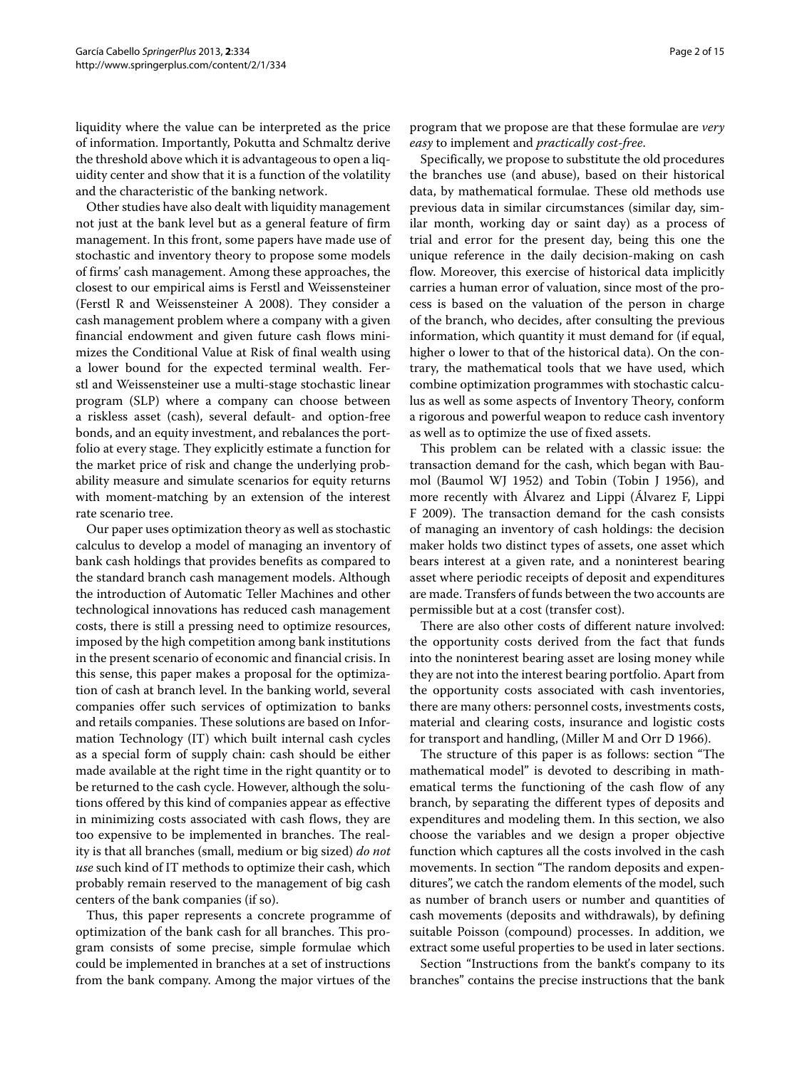liquidity where the value can be interpreted as the price of information. Importantly, Pokutta and Schmaltz derive the threshold above which it is advantageous to open a liquidity center and show that it is a function of the volatility and the characteristic of the banking network.

Other studies have also dealt with liquidity management not just at the bank level but as a general feature of firm management. In this front, some papers have made use of stochastic and inventory theory to propose some models of firms' cash management. Among these approaches, the closest to our empirical aims is Ferstl and Weissensteiner (Ferstl R and Weissensteiner A 2008). They consider a cash management problem where a company with a given financial endowment and given future cash flows minimizes the Conditional Value at Risk of final wealth using a lower bound for the expected terminal wealth. Ferstl and Weissensteiner use a multi-stage stochastic linear program (SLP) where a company can choose between a riskless asset (cash), several default- and option-free bonds, and an equity investment, and rebalances the portfolio at every stage. They explicitly estimate a function for the market price of risk and change the underlying probability measure and simulate scenarios for equity returns with moment-matching by an extension of the interest rate scenario tree.

Our paper uses optimization theory as well as stochastic calculus to develop a model of managing an inventory of bank cash holdings that provides benefits as compared to the standard branch cash management models. Although the introduction of Automatic Teller Machines and other technological innovations has reduced cash management costs, there is still a pressing need to optimize resources, imposed by the high competition among bank institutions in the present scenario of economic and financial crisis. In this sense, this paper makes a proposal for the optimization of cash at branch level. In the banking world, several companies offer such services of optimization to banks and retails companies. These solutions are based on Information Technology (IT) which built internal cash cycles as a special form of supply chain: cash should be either made available at the right time in the right quantity or to be returned to the cash cycle. However, although the solutions offered by this kind of companies appear as effective in minimizing costs associated with cash flows, they are too expensive to be implemented in branches. The reality is that all branches (small, medium or big sized) *do not use* such kind of IT methods to optimize their cash, which probably remain reserved to the management of big cash centers of the bank companies (if so).

Thus, this paper represents a concrete programme of optimization of the bank cash for all branches. This program consists of some precise, simple formulae which could be implemented in branches at a set of instructions from the bank company. Among the major virtues of the program that we propose are that these formulae are *very easy* to implement and *practically cost-free.*

Specifically, we propose to substitute the old procedures the branches use (and abuse), based on their historical data, by mathematical formulae. These old methods use previous data in similar circumstances (similar day, similar month, working day or saint day) as a process of trial and error for the present day, being this one the unique reference in the daily decision-making on cash flow. Moreover, this exercise of historical data implicitly carries a human error of valuation, since most of the process is based on the valuation of the person in charge of the branch, who decides, after consulting the previous information, which quantity it must demand for (if equal, higher o lower to that of the historical data). On the contrary, the mathematical tools that we have used, which combine optimization programmes with stochastic calculus as well as some aspects of Inventory Theory, conform a rigorous and powerful weapon to reduce cash inventory as well as to optimize the use of fixed assets.

This problem can be related with a classic issue: the transaction demand for the cash, which began with Baumol (Baumol WJ 1952) and Tobin (Tobin J 1956), and more recently with Álvarez and Lippi (Álvarez F, Lippi F 2009). The transaction demand for the cash consists of managing an inventory of cash holdings: the decision maker holds two distinct types of assets, one asset which bears interest at a given rate, and a noninterest bearing asset where periodic receipts of deposit and expenditures are made. Transfers of funds between the two accounts are permissible but at a cost (transfer cost).

There are also other costs of different nature involved: the opportunity costs derived from the fact that funds into the noninterest bearing asset are losing money while they are not into the interest bearing portfolio. Apart from the opportunity costs associated with cash inventories, there are many others: personnel costs, investments costs, material and clearing costs, insurance and logistic costs for transport and handling, (Miller M and Orr D 1966).

The structure of this paper is as follows: section "The mathematical model" is devoted to describing in mathematical terms the functioning of the cash flow of any branch, by separating the different types of deposits and expenditures and modeling them. In this section, we also choose the variables and we design a proper objective function which captures all the costs involved in the cash movements. In section "The random deposits and expenditures", we catch the random elements of the model, such as number of branch users or number and quantities of cash movements (deposits and withdrawals), by defining suitable Poisson (compound) processes. In addition, we extract some useful properties to be used in later sections.

Section "Instructions from the bankt's company to its branches" contains the precise instructions that the bank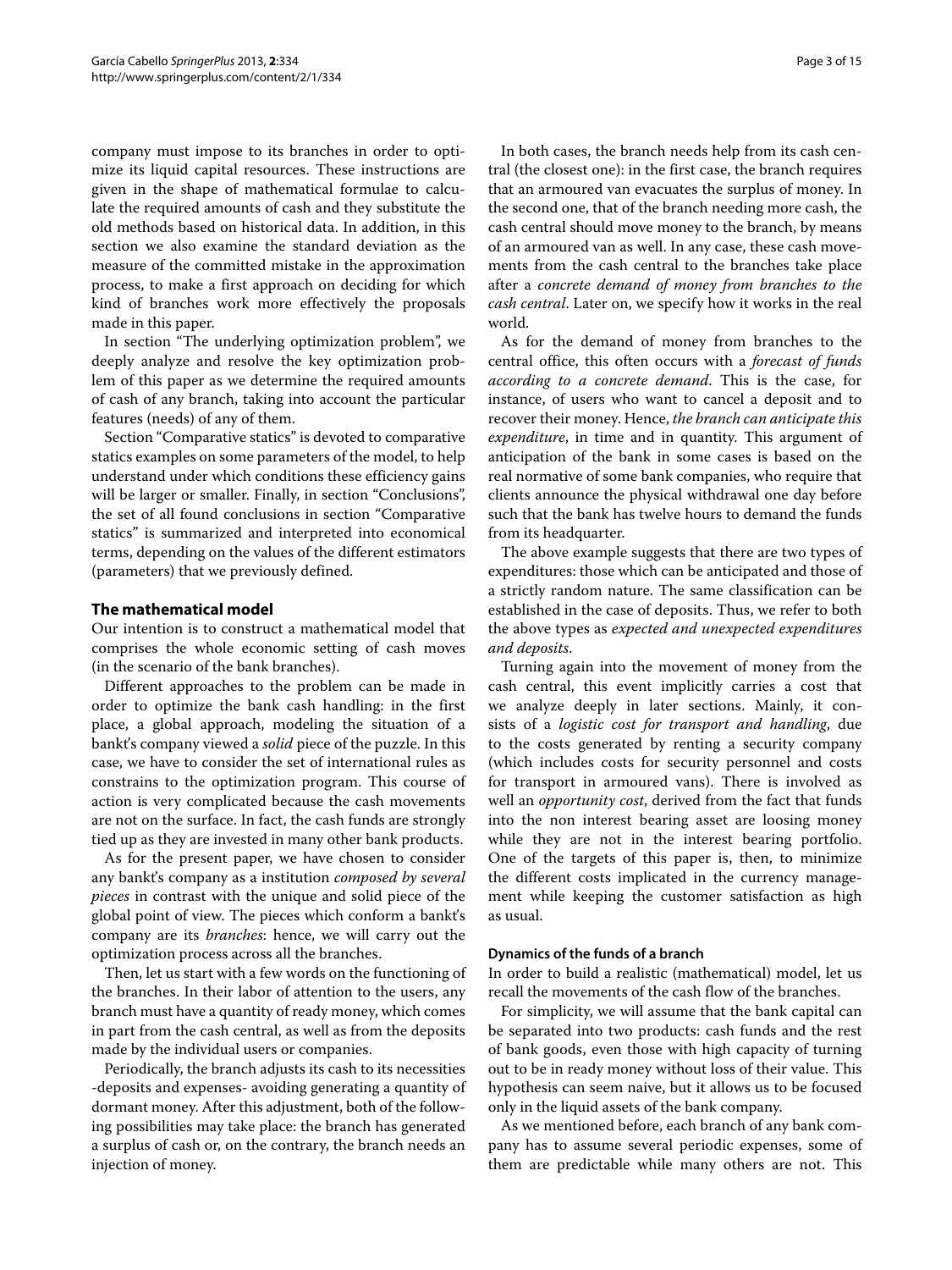company must impose to its branches in order to optimize its liquid capital resources. These instructions are given in the shape of mathematical formulae to calculate the required amounts of cash and they substitute the old methods based on historical data. In addition, in this section we also examine the standard deviation as the measure of the committed mistake in the approximation process, to make a first approach on deciding for which kind of branches work more effectively the proposals made in this paper.

In section "The underlying optimization problem", we deeply analyze and resolve the key optimization problem of this paper as we determine the required amounts of cash of any branch, taking into account the particular features (needs) of any of them.

Section "Comparative statics" is devoted to comparative statics examples on some parameters of the model, to help understand under which conditions these efficiency gains will be larger or smaller. Finally, in section "Conclusions", the set of all found conclusions in section "Comparative statics" is summarized and interpreted into economical terms, depending on the values of the different estimators (parameters) that we previously defined.

## The mathematical model

Our intention is to construct a mathematical model that comprises the whole economic setting of cash moves (in the scenario of the bank branches).

Different approaches to the problem can be made in order to optimize the bank cash handling: in the first place, a global approach, modeling the situation of a bankt's company viewed a *solid* piece of the puzzle. In this case, we have to consider the set of international rules as constrains to the optimization program. This course of action is very complicated because the cash movements are not on the surface. In fact, the cash funds are strongly tied up as they are invested in many other bank products.

As for the present paper, we have chosen to consider any bankt's company as a institution *composed by several pieces* in contrast with the unique and solid piece of the global point of view. The pieces which conform a bankt's company are its *branches*: hence, we will carry out the optimization process across all the branches.

Then, let us start with a few words on the functioning of the branches. In their labor of attention to the users, any branch must have a quantity of ready money, which comes in part from the cash central, as well as from the deposits made by the individual users or companies.

Periodically, the branch adjusts its cash to its necessities -deposits and expenses- avoiding generating a quantity of dormant money. After this adjustment, both of the following possibilities may take place: the branch has generated a surplus of cash or, on the contrary, the branch needs an injection of money.

In both cases, the branch needs help from its cash central (the closest one): in the first case, the branch requires that an armoured van evacuates the surplus of money. In the second one, that of the branch needing more cash, the cash central should move money to the branch, by means of an armoured van as well. In any case, these cash movements from the cash central to the branches take place after a *concrete demand of money from branches to the cash central*. Later on, we specify how it works in the real world.

As for the demand of money from branches to the central office, this often occurs with a *forecast of funds according to a concrete demand*. This is the case, for instance, of users who want to cancel a deposit and to recover their money. Hence, *the branch can anticipate this expenditure*, in time and in quantity. This argument of anticipation of the bank in some cases is based on the real normative of some bank companies, who require that clients announce the physical withdrawal one day before such that the bank has twelve hours to demand the funds from its headquarter.

The above example suggests that there are two types of expenditures: those which can be anticipated and those of a strictly random nature. The same classification can be established in the case of deposits. Thus, we refer to both the above types as *expected and unexpected expenditures and deposits*.

Turning again into the movement of money from the cash central, this event implicitly carries a cost that we analyze deeply in later sections. Mainly, it consists of a *logistic cost for transport and handling*, due to the costs generated by renting a security company (which includes costs for security personnel and costs for transport in armoured vans). There is involved as well an *opportunity cost*, derived from the fact that funds into the non interest bearing asset are loosing money while they are not in the interest bearing portfolio. One of the targets of this paper is, then, to minimize the different costs implicated in the currency management while keeping the customer satisfaction as high as usual.

### Dynamics of the funds of a branch

In order to build a realistic (mathematical) model, let us recall the movements of the cash flow of the branches.

For simplicity, we will assume that the bank capital can be separated into two products: cash funds and the rest of bank goods, even those with high capacity of turning out to be in ready money without loss of their value. This hypothesis can seem naive, but it allows us to be focused only in the liquid assets of the bank company.

As we mentioned before, each branch of any bank company has to assume several periodic expenses, some of them are predictable while many others are not. This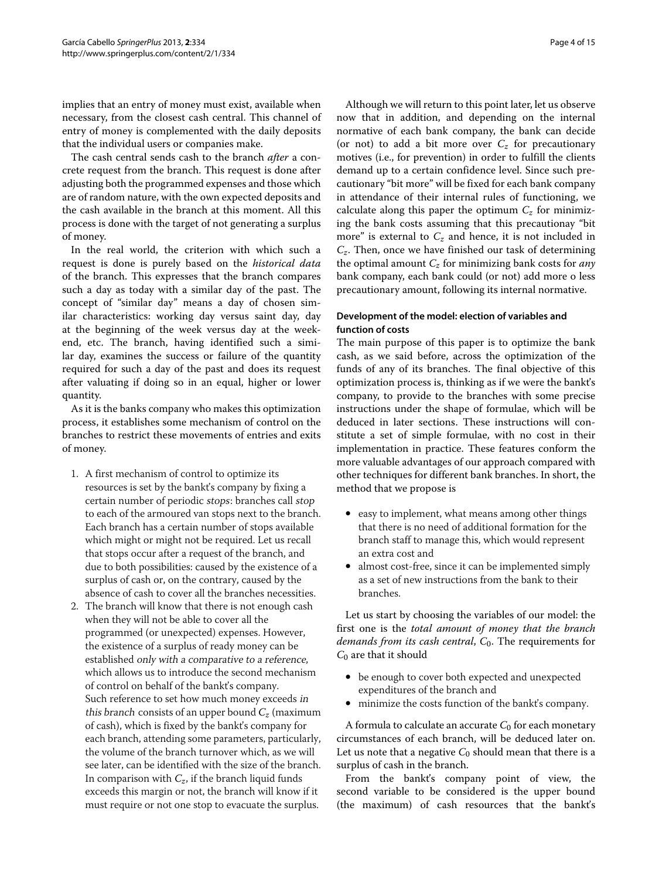implies that an entry of money must exist, available when necessary, from the closest cash central. This channel of entry of money is complemented with the daily deposits that the individual users or companies make.

The cash central sends cash to the branch *after* a concrete request from the branch. This request is done after adjusting both the programmed expenses and those which are of random nature, with the own expected deposits and the cash available in the branch at this moment. All this process is done with the target of not generating a surplus of money.

In the real world, the criterion with which such a request is done is purely based on the *historical data* of the branch. This expresses that the branch compares such a day as today with a similar day of the past. The concept of "similar day" means a day of chosen similar characteristics: working day versus saint day, day at the beginning of the week versus day at the weekend, etc. The branch, having identified such a similar day, examines the success or failure of the quantity required for such a day of the past and does its request after valuating if doing so in an equal, higher or lower quantity.

As it is the banks company who makes this optimization process, it establishes some mechanism of control on the branches to restrict these movements of entries and exits of money.

1. A first mechanism of control to optimize its resources is set by the bankt's company by fixing a certain number of periodic *stops*: branches call *stop* to each of the armoured van stops next to the branch. Each branch has a certain number of stops available which might or might not be required. Let us recall that stops occur after a request of the branch, and due to both possibilities: caused by the existence of a surplus of cash or, on the contrary, caused by the absence of cash to cover all the branches necessities.
2. The branch will know that there is not enough cash when they will not be able to cover all the programmed (or unexpected) expenses. However, the existence of a surplus of ready money can be established *only with a comparative to a reference*, which allows us to introduce the second mechanism of control on behalf of the bankt's company. Such reference to set how much money exceeds *in this branch* consists of an upper bound $C_z$ (maximum of cash), which is fixed by the bankt's company for each branch, attending some parameters, particularly, the volume of the branch turnover which, as we will see later, can be identified with the size of the branch. In comparison with $C_z$, if the branch liquid funds exceeds this margin or not, the branch will know if it must require or not one stop to evacuate the surplus.

Although we will return to this point later, let us observe now that in addition, and depending on the internal normative of each bank company, the bank can decide (or not) to add a bit more over $C_z$ for precautionary motives (i.e., for prevention) in order to fulfill the clients demand up to a certain confidence level. Since such precautionary "bit more" will be fixed for each bank company in attendance of their internal rules of functioning, we calculate along this paper the optimum $C_z$ for minimizing the bank costs assuming that this precautionay "bit more" is external to $C_z$ and hence, it is not included in $C_z$. Then, once we have finished our task of determining the optimal amount $C_z$ for minimizing bank costs for *any* bank company, each bank could (or not) add more o less precautionary amount, following its internal normative.

### Development of the model: election of variables and function of costs

The main purpose of this paper is to optimize the bank cash, as we said before, across the optimization of the funds of any of its branches. The final objective of this optimization process is, thinking as if we were the bankt's company, to provide to the branches with some precise instructions under the shape of formulae, which will be deduced in later sections. These instructions will constitute a set of simple formulae, with no cost in their implementation in practice. These features conform the more valuable advantages of our approach compared with other techniques for different bank branches. In short, the method that we propose is

- easy to implement, what means among other things that there is no need of additional formation for the branch staff to manage this, which would represent an extra cost and
- almost cost-free, since it can be implemented simply as a set of new instructions from the bank to their branches.

Let us start by choosing the variables of our model: the first one is the *total amount of money that the branch demands from its cash central*, $C_0$. The requirements for $C_0$ are that it should

- be enough to cover both expected and unexpected expenditures of the branch and
- minimize the costs function of the bankt's company.

A formula to calculate an accurate $C_0$ for each monetary circumstances of each branch, will be deduced later on. Let us note that a negative $C_0$ should mean that there is a surplus of cash in the branch.

From the bankt's company point of view, the second variable to be considered is the upper bound (the maximum) of cash resources that the bankt's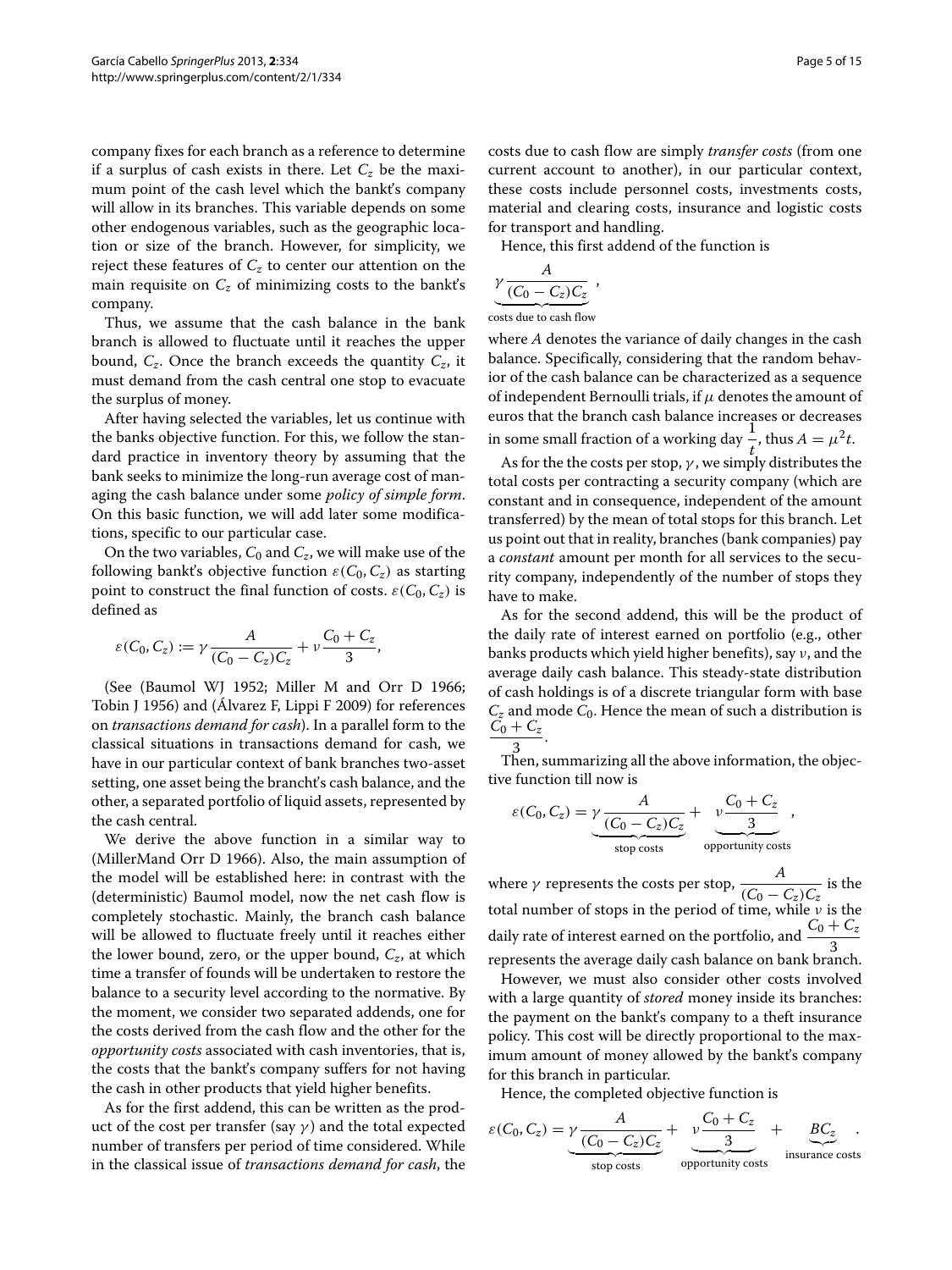company fixes for each branch as a reference to determine if a surplus of cash exists in there. Let $C_z$ be the maximum point of the cash level which the bankt's company will allow in its branches. This variable depends on some other endogenous variables, such as the geographic location or size of the branch. However, for simplicity, we reject these features of $C_z$ to center our attention on the main requisite on $C_z$ of minimizing costs to the bankt's company.

Thus, we assume that the cash balance in the bank branch is allowed to fluctuate until it reaches the upper bound, $C_z$. Once the branch exceeds the quantity $C_z$, it must demand from the cash central one stop to evacuate the surplus of money.

After having selected the variables, let us continue with the banks objective function. For this, we follow the standard practice in inventory theory by assuming that the bank seeks to minimize the long-run average cost of managing the cash balance under some *policy of simple form*. On this basic function, we will add later some modifications, specific to our particular case.

On the two variables, $C_0$ and $C_z$, we will make use of the following bankt's objective function $\varepsilon(C_0, C_z)$ as starting point to construct the final function of costs. $\varepsilon(C_0, C_z)$ is defined as

$$\varepsilon(C_0, C_z) := \gamma \frac{A}{(C_0 - C_z)C_z} + \nu \frac{C_0 + C_z}{3},$$

(See (Baumol WJ 1952; Miller M and Orr D 1966; Tobin J 1956) and (Álvarez F, Lippi F 2009) for references on *transactions demand for cash*). In a parallel form to the classical situations in transactions demand for cash, we have in our particular context of bank branches two-asset setting, one asset being the brancht's cash balance, and the other, a separated portfolio of liquid assets, represented by the cash central.

We derive the above function in a similar way to (MillerMand Orr D 1966). Also, the main assumption of the model will be established here: in contrast with the (deterministic) Baumol model, now the net cash flow is completely stochastic. Mainly, the branch cash balance will be allowed to fluctuate freely until it reaches either the lower bound, zero, or the upper bound, $C_z$, at which time a transfer of founds will be undertaken to restore the balance to a security level according to the normative. By the moment, we consider two separated addends, one for the costs derived from the cash flow and the other for the *opportunity costs* associated with cash inventories, that is, the costs that the bankt's company suffers for not having the cash in other products that yield higher benefits.

As for the first addend, this can be written as the product of the cost per transfer (say $\gamma$) and the total expected number of transfers per period of time considered. While in the classical issue of *transactions demand for cash*, the costs due to cash flow are simply *transfer costs* (from one current account to another), in our particular context, these costs include personnel costs, investments costs, material and clearing costs, insurance and logistic costs for transport and handling.

Hence, this first addend of the function is

$$\underbrace{\gamma \frac{A}{(C_0 - C_z)C_z}}_{\text{costs due to cash flow}},$$

where $A$ denotes the variance of daily changes in the cash balance. Specifically, considering that the random behavior of the cash balance can be characterized as a sequence of independent Bernoulli trials, if $\mu$ denotes the amount of euros that the branch cash balance increases or decreases in some small fraction of a working day $\frac{1}{t}$, thus $A = \mu^2 t$.

As for the the costs per stop, $\gamma$, we simply distributes the total costs per contracting a security company (which are constant and in consequence, independent of the amount transferred) by the mean of total stops for this branch. Let us point out that in reality, branches (bank companies) pay a *constant* amount per month for all services to the security company, independently of the number of stops they have to make.

As for the second addend, this will be the product of the daily rate of interest earned on portfolio (e.g., other banks products which yield higher benefits), say $\nu$, and the average daily cash balance. This steady-state distribution of cash holdings is of a discrete triangular form with base $C_z$ and mode $C_0$. Hence the mean of such a distribution is $\frac{C_0 + C_z}{3}$.

Then, summarizing all the above information, the objective function till now is

$$\varepsilon(C_0, C_z) = \underbrace{\gamma \frac{A}{(C_0 - C_z)C_z}}_{\text{stop costs}} + \underbrace{\nu \frac{C_0 + C_z}{3}}_{\text{opportunity costs}},$$

where $\gamma$ represents the costs per stop, $\frac{A}{(C_0 - C_z)C_z}$ is the total number of stops in the period of time, while $\nu$ is the daily rate of interest earned on the portfolio, and $\frac{C_0 + C_z}{3}$ represents the average daily cash balance on bank branch.

However, we must also consider other costs involved with a large quantity of *stored* money inside its branches: the payment on the bankt's company to a theft insurance policy. This cost will be directly proportional to the maximum amount of money allowed by the bankt's company for this branch in particular.

Hence, the completed objective function is

$$\varepsilon(C_0, C_z) = \underbrace{\gamma \frac{A}{(C_0 - C_z)C_z}}_{\text{stop costs}} + \underbrace{\nu \frac{C_0 + C_z}{3}}_{\text{opportunity costs}} + \underbrace{BC_z}_{\text{insurance costs}}.$$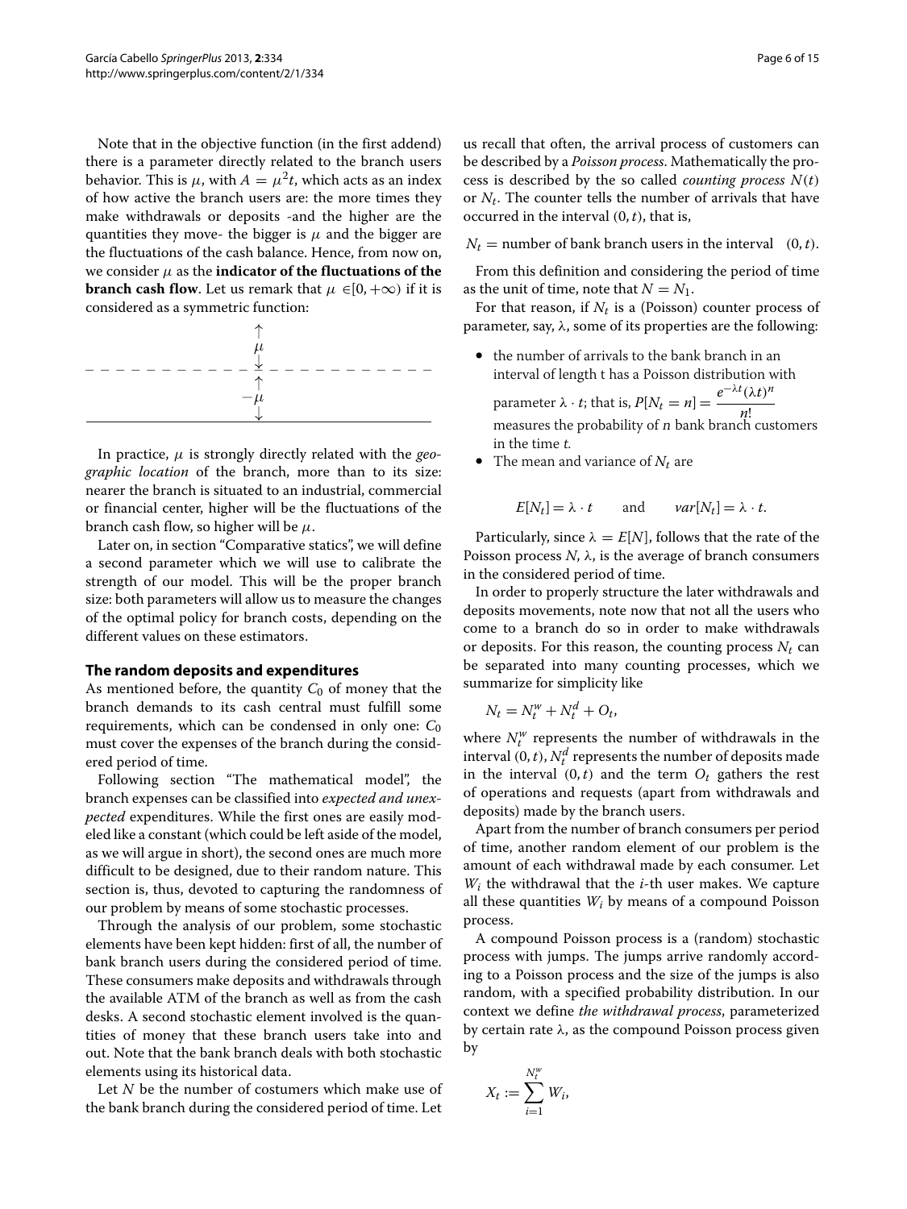Note that in the objective function (in the first addend) there is a parameter directly related to the branch users behavior. This is $\mu$, with $A = \mu^2 t$, which acts as an index of how active the branch users are: the more times they make withdrawals or deposits -and the higher are the quantities they move- the bigger is $\mu$ and the bigger are the fluctuations of the cash balance. Hence, from now on, we consider $\mu$ as the **indicator of the fluctuations of the branch cash flow**. Let us remark that $\mu \in [0, +\infty)$ if it is considered as a symmetric function:

$$\begin{array}{c} \uparrow \\ \mu \\ \downarrow \\ \text{-- -- -- -- -- -- -- -- -- -- -- -- --} \\ \uparrow \\ -\mu \\ \downarrow \end{array}$$

In practice, $\mu$ is strongly directly related with the *geographic location* of the branch, more than to its size: nearer the branch is situated to an industrial, commercial or financial center, higher will be the fluctuations of the branch cash flow, so higher will be $\mu$.

Later on, in section "Comparative statics", we will define a second parameter which we will use to calibrate the strength of our model. This will be the proper branch size: both parameters will allow us to measure the changes of the optimal policy for branch costs, depending on the different values on these estimators.

### The random deposits and expenditures

As mentioned before, the quantity $C_0$ of money that the branch demands to its cash central must fulfill some requirements, which can be condensed in only one: $C_0$ must cover the expenses of the branch during the considered period of time.

Following section "The mathematical model", the branch expenses can be classified into *expected and unexpected* expenditures. While the first ones are easily modeled like a constant (which could be left aside of the model, as we will argue in short), the second ones are much more difficult to be designed, due to their random nature. This section is, thus, devoted to capturing the randomness of our problem by means of some stochastic processes.

Through the analysis of our problem, some stochastic elements have been kept hidden: first of all, the number of bank branch users during the considered period of time. These consumers make deposits and withdrawals through the available ATM of the branch as well as from the cash desks. A second stochastic element involved is the quantities of money that these branch users take into and out. Note that the bank branch deals with both stochastic elements using its historical data.

Let $N$ be the number of costumers which make use of the bank branch during the considered period of time. Let us recall that often, the arrival process of customers can be described by a *Poisson process*. Mathematically the process is described by the so called *counting process* $N(t)$ or $N_t$. The counter tells the number of arrivals that have occurred in the interval $(0, t)$, that is,

$$N_t = \text{number of bank branch users in the interval} \quad (0, t).$$

From this definition and considering the period of time as the unit of time, note that $N = N_1$.

For that reason, if $N_t$ is a (Poisson) counter process of parameter, say, $\lambda$, some of its properties are the following:

- the number of arrivals to the bank branch in an interval of length t has a Poisson distribution with parameter $\lambda \cdot t$; that is, $P[N_t = n] = \dfrac{e^{-\lambda t}(\lambda t)^n}{n!}$ measures the probability of $n$ bank branch customers in the time *t*.
- The mean and variance of $N_t$ are

$$E[N_t] = \lambda \cdot t \qquad \text{and} \qquad var[N_t] = \lambda \cdot t.$$

Particularly, since $\lambda = E[N]$, follows that the rate of the Poisson process $N$, $\lambda$, is the average of branch consumers in the considered period of time.

In order to properly structure the later withdrawals and deposits movements, note now that not all the users who come to a branch do so in order to make withdrawals or deposits. For this reason, the counting process $N_t$ can be separated into many counting processes, which we summarize for simplicity like

$$N_t = N_t^w + N_t^d + O_t,$$

where $N_t^w$ represents the number of withdrawals in the interval $(0, t)$, $N_t^d$ represents the number of deposits made in the interval $(0, t)$ and the term $O_t$ gathers the rest of operations and requests (apart from withdrawals and deposits) made by the branch users.

Apart from the number of branch consumers per period of time, another random element of our problem is the amount of each withdrawal made by each consumer. Let $W_i$ the withdrawal that the *i*-th user makes. We capture all these quantities $W_i$ by means of a compound Poisson process.

A compound Poisson process is a (random) stochastic process with jumps. The jumps arrive randomly according to a Poisson process and the size of the jumps is also random, with a specified probability distribution. In our context we define *the withdrawal process*, parameterized by certain rate $\lambda$, as the compound Poisson process given by

$$X_t := \sum_{i=1}^{N_t^w} W_i,$$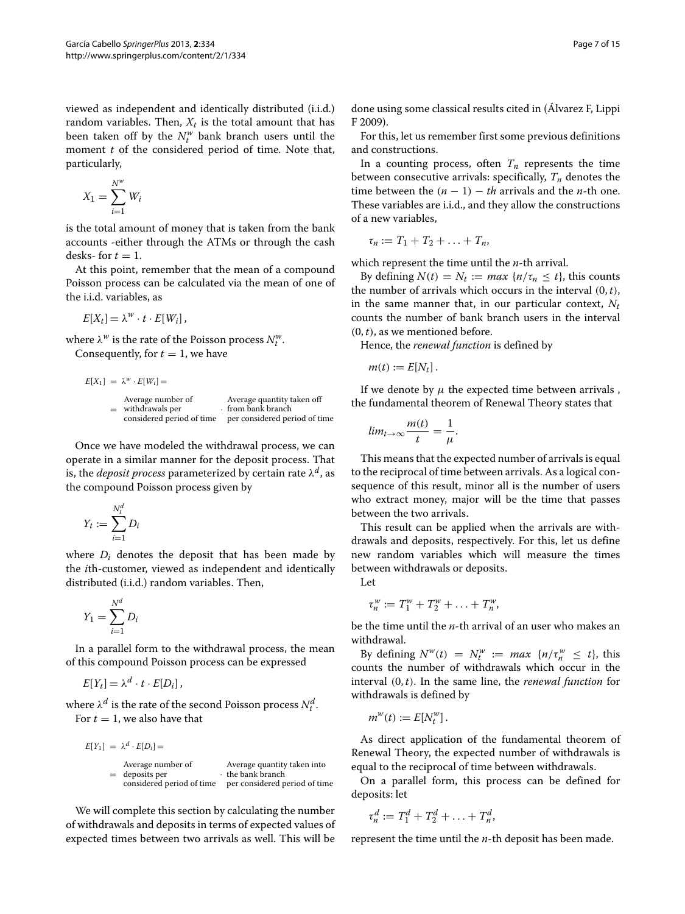viewed as independent and identically distributed (i.i.d.) random variables. Then, $X_t$ is the total amount that has been taken off by the $N_t^w$ bank branch users until the moment $t$ of the considered period of time. Note that, particularly,

$$X_1 = \sum_{i=1}^{N^w} W_i$$

is the total amount of money that is taken from the bank accounts -either through the ATMs or through the cash desks- for $t = 1$.

At this point, remember that the mean of a compound Poisson process can be calculated via the mean of one of the i.i.d. variables, as

$$E[X_t] = \lambda^w \cdot t \cdot E[W_i]\,,$$

where $\lambda^w$ is the rate of the Poisson process $N_t^w$.

Consequently, for $t = 1$, we have

$$\begin{aligned} E[X_1] &= \lambda^w \cdot E[W_i] = \\ &= \begin{array}{c}\text{Average number of} \\ \text{withdrawals per} \\ \text{considered period of time}\end{array} \cdot \begin{array}{c}\text{Average quantity taken off} \\ \text{from bank branch} \\ \text{per considered period of time}\end{array} \end{aligned}$$

Once we have modeled the withdrawal process, we can operate in a similar manner for the deposit process. That is, the *deposit process* parameterized by certain rate $\lambda^d$, as the compound Poisson process given by

$$Y_t := \sum_{i=1}^{N_t^d} D_i$$

where $D_i$ denotes the deposit that has been made by the $i$th-customer, viewed as independent and identically distributed (i.i.d.) random variables. Then,

$$Y_1 = \sum_{i=1}^{N^d} D_i$$

In a parallel form to the withdrawal process, the mean of this compound Poisson process can be expressed

$$E[Y_t] = \lambda^d \cdot t \cdot E[D_i]\,,$$

where $\lambda^d$ is the rate of the second Poisson process $N_t^d$.

For $t = 1$, we also have that

$$\begin{aligned} E[Y_1] &= \lambda^d \cdot E[D_i] = \\ &= \begin{array}{c}\text{Average number of} \\ \text{deposits per} \\ \text{considered period of time}\end{array} \cdot \begin{array}{c}\text{Average quantity taken into} \\ \text{the bank branch} \\ \text{per considered period of time}\end{array} \end{aligned}$$

We will complete this section by calculating the number of withdrawals and deposits in terms of expected values of expected times between two arrivals as well. This will be done using some classical results cited in (Álvarez F, Lippi F 2009).

For this, let us remember first some previous definitions and constructions.

In a counting process, often $T_n$ represents the time between consecutive arrivals: specifically, $T_n$ denotes the time between the $(n-1)-th$ arrivals and the $n$-th one. These variables are i.i.d., and they allow the constructions of a new variables,

$$\tau_n := T_1 + T_2 + \ldots + T_n,$$

which represent the time until the $n$-th arrival.

By defining $N(t) = N_t := max\ \{n/\tau_n \leq t\}$, this counts the number of arrivals which occurs in the interval $(0, t)$, in the same manner that, in our particular context, $N_t$ counts the number of bank branch users in the interval $(0, t)$, as we mentioned before.

Hence, the *renewal function* is defined by

$$m(t) := E[N_t]\,.$$

If we denote by $\mu$ the expected time between arrivals , the fundamental theorem of Renewal Theory states that

$$lim_{t\to\infty} \frac{m(t)}{t} = \frac{1}{\mu}.$$

This means that the expected number of arrivals is equal to the reciprocal of time between arrivals. As a logical consequence of this result, minor all is the number of users who extract money, major will be the time that passes between the two arrivals.

This result can be applied when the arrivals are withdrawals and deposits, respectively. For this, let us define new random variables which will measure the times between withdrawals or deposits.

Let

$$\tau_n^w := T_1^w + T_2^w + \ldots + T_n^w,$$

be the time until the $n$-th arrival of an user who makes an withdrawal.

By defining $N^w(t) = N_t^w := max\ \{n/\tau_n^w \leq t\}$, this counts the number of withdrawals which occur in the interval $(0, t)$. In the same line, the *renewal function* for withdrawals is defined by

$$m^w(t) := E[N_t^w]\,.$$

As direct application of the fundamental theorem of Renewal Theory, the expected number of withdrawals is equal to the reciprocal of time between withdrawals.

On a parallel form, this process can be defined for deposits: let

$$\tau_n^d := T_1^d + T_2^d + \ldots + T_n^d,$$

represent the time until the $n$-th deposit has been made.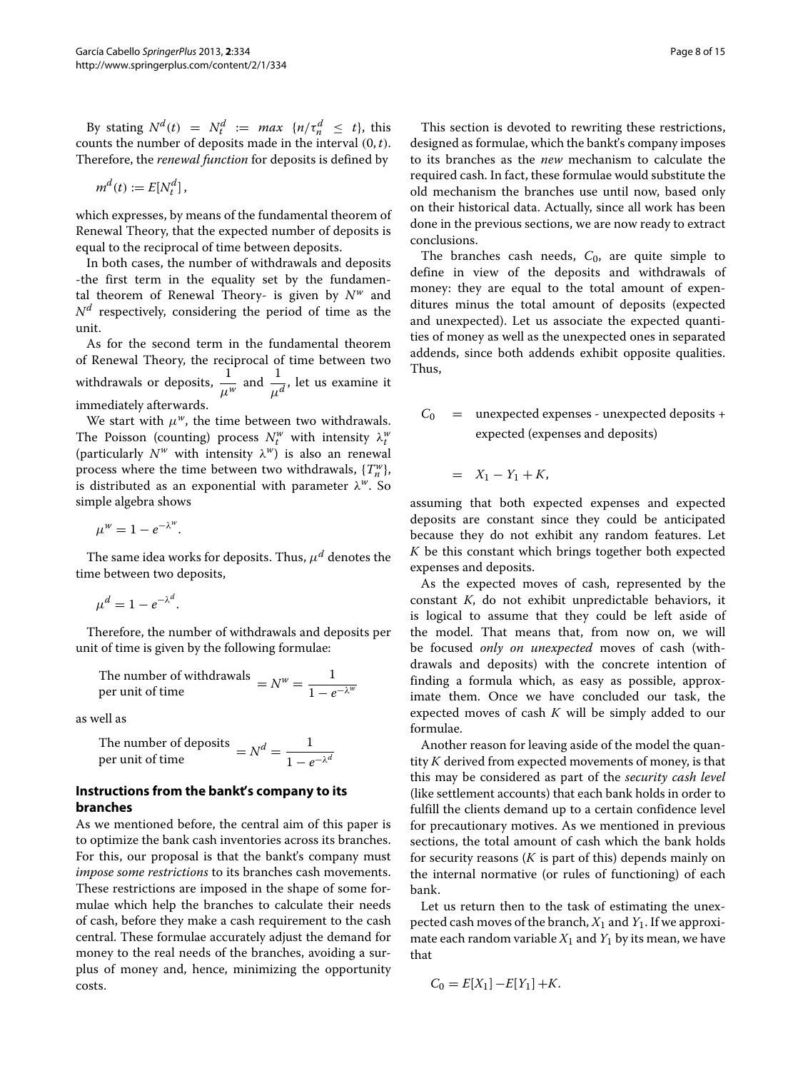By stating $N^d(t) = N_t^d := max \{n/\tau_n^d \leq t\}$, this counts the number of deposits made in the interval $(0, t)$. Therefore, the *renewal function* for deposits is defined by

$$m^d(t) := E[N_t^d],$$

which expresses, by means of the fundamental theorem of Renewal Theory, that the expected number of deposits is equal to the reciprocal of time between deposits.

In both cases, the number of withdrawals and deposits -the first term in the equality set by the fundamental theorem of Renewal Theory- is given by $N^w$ and $N^d$ respectively, considering the period of time as the unit.

As for the second term in the fundamental theorem of Renewal Theory, the reciprocal of time between two withdrawals or deposits, $\frac{1}{\mu^w}$ and $\frac{1}{\mu^d}$, let us examine it immediately afterwards.

We start with $\mu^w$, the time between two withdrawals. The Poisson (counting) process $N_t^w$ with intensity $\lambda_t^w$ (particularly $N^w$ with intensity $\lambda^w$) is also an renewal process where the time between two withdrawals, $\{T_n^w\}$, is distributed as an exponential with parameter $\lambda^w$. So simple algebra shows

$$\mu^w = 1 - e^{-\lambda^w}.$$

The same idea works for deposits. Thus, $\mu^d$ denotes the time between two deposits,

$$\mu^d = 1 - e^{-\lambda^d}.$$

Therefore, the number of withdrawals and deposits per unit of time is given by the following formulae:

$$\text{The number of withdrawals per unit of time} = N^w = \frac{1}{1 - e^{-\lambda^w}}$$

as well as

$$\text{The number of deposits per unit of time} = N^d = \frac{1}{1 - e^{-\lambda^d}}$$

## Instructions from the bankt's company to its branches

As we mentioned before, the central aim of this paper is to optimize the bank cash inventories across its branches. For this, our proposal is that the bankt's company must *impose some restrictions* to its branches cash movements. These restrictions are imposed in the shape of some formulae which help the branches to calculate their needs of cash, before they make a cash requirement to the cash central. These formulae accurately adjust the demand for money to the real needs of the branches, avoiding a surplus of money and, hence, minimizing the opportunity costs.

This section is devoted to rewriting these restrictions, designed as formulae, which the bankt's company imposes to its branches as the *new* mechanism to calculate the required cash. In fact, these formulae would substitute the old mechanism the branches use until now, based only on their historical data. Actually, since all work has been done in the previous sections, we are now ready to extract conclusions.

The branches cash needs, $C_0$, are quite simple to define in view of the deposits and withdrawals of money: they are equal to the total amount of expenditures minus the total amount of deposits (expected and unexpected). Let us associate the expected quantities of money as well as the unexpected ones in separated addends, since both addends exhibit opposite qualities. Thus,

$$\begin{aligned} C_0 &= \text{unexpected expenses - unexpected deposits +} \\ &\quad\ \text{expected (expenses and deposits)} \\ &= X_1 - Y_1 + K, \end{aligned}$$

assuming that both expected expenses and expected deposits are constant since they could be anticipated because they do not exhibit any random features. Let $K$ be this constant which brings together both expected expenses and deposits.

As the expected moves of cash, represented by the constant $K$, do not exhibit unpredictable behaviors, it is logical to assume that they could be left aside of the model. That means that, from now on, we will be focused *only on unexpected* moves of cash (withdrawals and deposits) with the concrete intention of finding a formula which, as easy as possible, approximate them. Once we have concluded our task, the expected moves of cash $K$ will be simply added to our formulae.

Another reason for leaving aside of the model the quantity $K$ derived from expected movements of money, is that this may be considered as part of the *security cash level* (like settlement accounts) that each bank holds in order to fulfill the clients demand up to a certain confidence level for precautionary motives. As we mentioned in previous sections, the total amount of cash which the bank holds for security reasons ($K$ is part of this) depends mainly on the internal normative (or rules of functioning) of each bank.

Let us return then to the task of estimating the unexpected cash moves of the branch, $X_1$ and $Y_1$. If we approximate each random variable $X_1$ and $Y_1$ by its mean, we have that

$$C_0 = E[X_1] - E[Y_1] + K.$$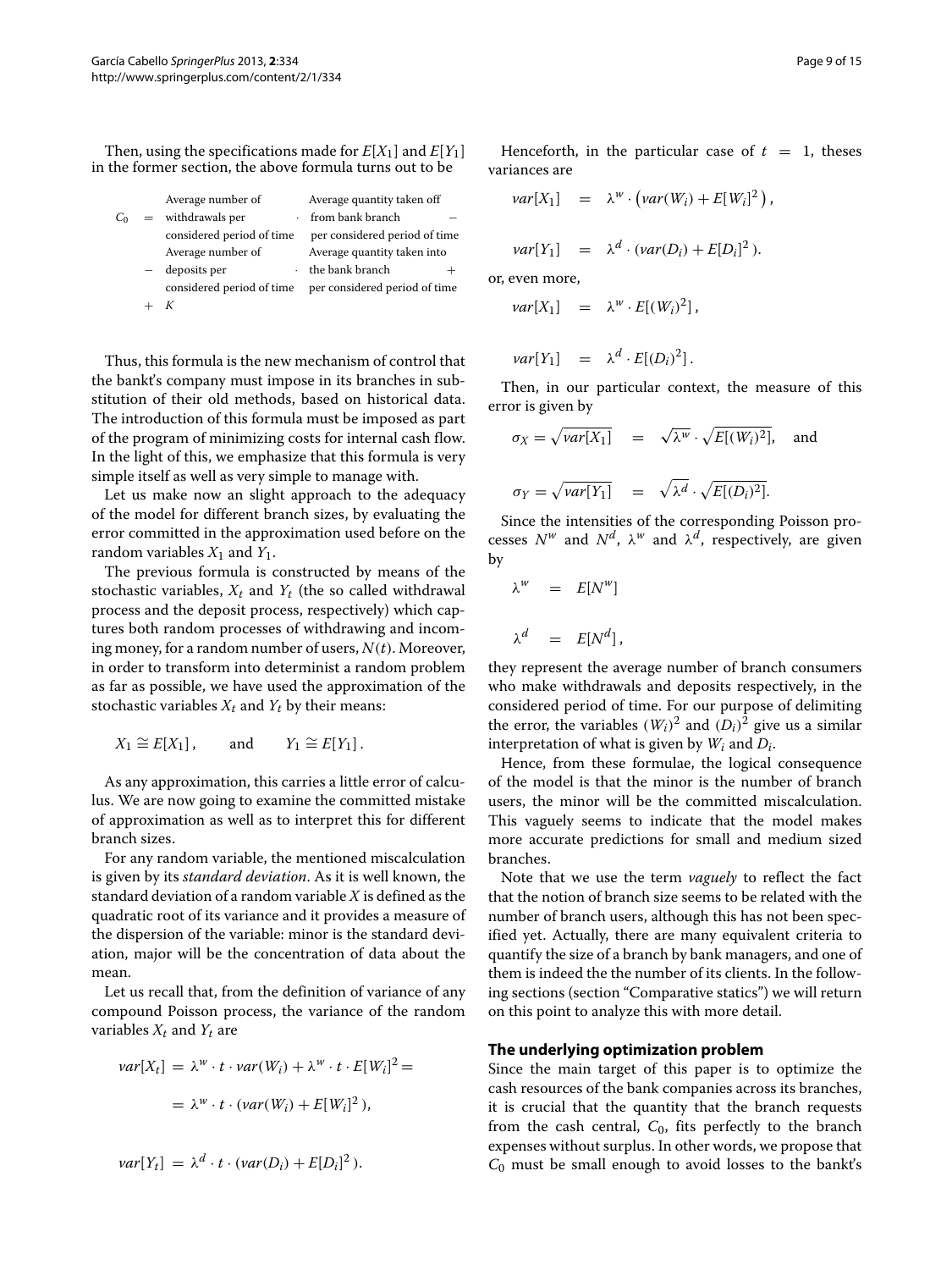Then, using the specifications made for $E[X_1]$ and $E[Y_1]$ in the former section, the above formula turns out to be

$$
\begin{array}{rcl}
C_0 & = & \begin{array}{c}\text{Average number of}\\ \text{withdrawals per}\\ \text{considered period of time}\end{array} \cdot \begin{array}{c}\text{Average quantity taken off}\\ \text{from bank branch}\\ \text{per considered period of time}\end{array} - \\
& - & \begin{array}{c}\text{Average number of}\\ \text{deposits per}\\ \text{considered period of time}\end{array} \cdot \begin{array}{c}\text{Average quantity taken into}\\ \text{the bank branch}\\ \text{per considered period of time}\end{array} + \\
& + & K
\end{array}
$$

Thus, this formula is the new mechanism of control that the bankt's company must impose in its branches in substitution of their old methods, based on historical data. The introduction of this formula must be imposed as part of the program of minimizing costs for internal cash flow. In the light of this, we emphasize that this formula is very simple itself as well as very simple to manage with.

Let us make now an slight approach to the adequacy of the model for different branch sizes, by evaluating the error committed in the approximation used before on the random variables $X_1$ and $Y_1$.

The previous formula is constructed by means of the stochastic variables, $X_t$ and $Y_t$ (the so called withdrawal process and the deposit process, respectively) which captures both random processes of withdrawing and incoming money, for a random number of users, $N(t)$. Moreover, in order to transform into determinist a random problem as far as possible, we have used the approximation of the stochastic variables $X_t$ and $Y_t$ by their means:

$$
X_1 \cong E[X_1], \qquad \text{and} \qquad Y_1 \cong E[Y_1].
$$

As any approximation, this carries a little error of calculus. We are now going to examine the committed mistake of approximation as well as to interpret this for different branch sizes.

For any random variable, the mentioned miscalculation is given by its *standard deviation*. As it is well known, the standard deviation of a random variable $X$ is defined as the quadratic root of its variance and it provides a measure of the dispersion of the variable: minor is the standard deviation, major will be the concentration of data about the mean.

Let us recall that, from the definition of variance of any compound Poisson process, the variance of the random variables $X_t$ and $Y_t$ are

$$
\begin{aligned}
var[X_t] &= \lambda^w \cdot t \cdot var(W_i) + \lambda^w \cdot t \cdot E[W_i]^2 = \\
&= \lambda^w \cdot t \cdot (var(W_i) + E[W_i]^2),
\end{aligned}
$$

$$
var[Y_t] = \lambda^d \cdot t \cdot (var(D_i) + E[D_i]^2).
$$

Henceforth, in the particular case of $t = 1$, theses variances are

$$
var[X_1] = \lambda^w \cdot \left(var(W_i) + E[W_i]^2\right),
$$

$$
var[Y_1] = \lambda^d \cdot (var(D_i) + E[D_i]^2).
$$

or, even more,

$$
var[X_1] = \lambda^w \cdot E[(W_i)^2],
$$

$$
var[Y_1] = \lambda^d \cdot E[(D_i)^2].
$$

Then, in our particular context, the measure of this error is given by

$$
\sigma_X = \sqrt{var[X_1]} = \sqrt{\lambda^w} \cdot \sqrt{E[(W_i)^2]}, \quad \text{and}
$$

$$
\sigma_Y = \sqrt{var[Y_1]} = \sqrt{\lambda^d} \cdot \sqrt{E[(D_i)^2]}.
$$

Since the intensities of the corresponding Poisson processes $N^w$ and $N^d$, $\lambda^w$ and $\lambda^d$, respectively, are given by

$$
\lambda^w = E[N^w]
$$

$$
\lambda^d = E[N^d],
$$

they represent the average number of branch consumers who make withdrawals and deposits respectively, in the considered period of time. For our purpose of delimiting the error, the variables $(W_i)^2$ and $(D_i)^2$ give us a similar interpretation of what is given by $W_i$ and $D_i$.

Hence, from these formulae, the logical consequence of the model is that the minor is the number of branch users, the minor will be the committed miscalculation. This vaguely seems to indicate that the model makes more accurate predictions for small and medium sized branches.

Note that we use the term *vaguely* to reflect the fact that the notion of branch size seems to be related with the number of branch users, although this has not been specified yet. Actually, there are many equivalent criteria to quantify the size of a branch by bank managers, and one of them is indeed the the number of its clients. In the following sections (section "Comparative statics") we will return on this point to analyze this with more detail.

## The underlying optimization problem

Since the main target of this paper is to optimize the cash resources of the bank companies across its branches, it is crucial that the quantity that the branch requests from the cash central, $C_0$, fits perfectly to the branch expenses without surplus. In other words, we propose that $C_0$ must be small enough to avoid losses to the bankt's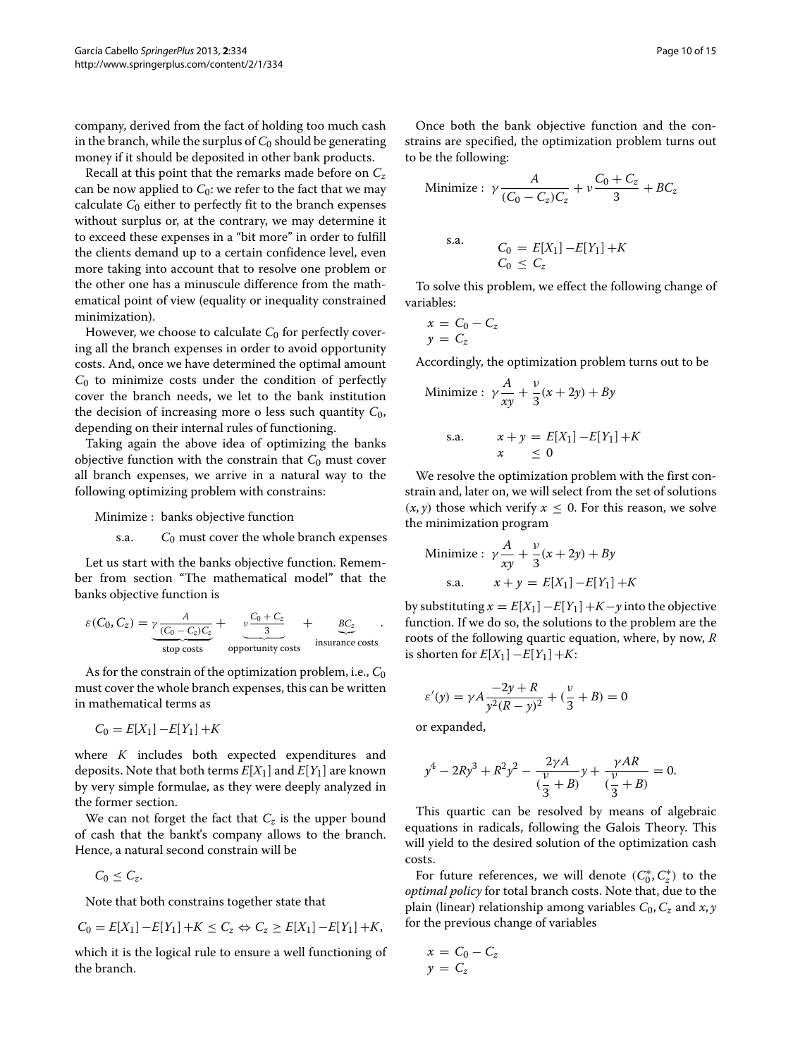company, derived from the fact of holding too much cash in the branch, while the surplus of $C_0$ should be generating money if it should be deposited in other bank products.

Recall at this point that the remarks made before on $C_z$ can be now applied to $C_0$: we refer to the fact that we may calculate $C_0$ either to perfectly fit to the branch expenses without surplus or, at the contrary, we may determine it to exceed these expenses in a "bit more" in order to fulfill the clients demand up to a certain confidence level, even more taking into account that to resolve one problem or the other one has a minuscule difference from the mathematical point of view (equality or inequality constrained minimization).

However, we choose to calculate $C_0$ for perfectly covering all the branch expenses in order to avoid opportunity costs. And, once we have determined the optimal amount $C_0$ to minimize costs under the condition of perfectly cover the branch needs, we let to the bank institution the decision of increasing more o less such quantity $C_0$, depending on their internal rules of functioning.

Taking again the above idea of optimizing the banks objective function with the constrain that $C_0$ must cover all branch expenses, we arrive in a natural way to the following optimizing problem with constrains:

Minimize : banks objective function

s.a. $\quad C_0$ must cover the whole branch expenses

Let us start with the banks objective function. Remember from section "The mathematical model" that the banks objective function is

$$\varepsilon(C_0, C_z) = \underbrace{\gamma \frac{A}{(C_0 - C_z)C_z}}_{\text{stop costs}} + \underbrace{\nu \frac{C_0 + C_z}{3}}_{\text{opportunity costs}} + \underbrace{BC_z}_{\text{insurance costs}}.$$

As for the constrain of the optimization problem, i.e., $C_0$ must cover the whole branch expenses, this can be written in mathematical terms as

$$C_0 = E[X_1] - E[Y_1] + K$$

where $K$ includes both expected expenditures and deposits. Note that both terms $E[X_1]$ and $E[Y_1]$ are known by very simple formulae, as they were deeply analyzed in the former section.

We can not forget the fact that $C_z$ is the upper bound of cash that the bankt's company allows to the branch. Hence, a natural second constrain will be

$$C_0 \leq C_z.$$

Note that both constrains together state that

$$C_0 = E[X_1] - E[Y_1] + K \leq C_z \Leftrightarrow C_z \geq E[X_1] - E[Y_1] + K,$$

which it is the logical rule to ensure a well functioning of the branch.

Once both the bank objective function and the constrains are specified, the optimization problem turns out to be the following:

$$\text{Minimize}: \ \gamma \frac{A}{(C_0 - C_z)C_z} + \nu \frac{C_0 + C_z}{3} + BC_z$$

$$\text{s.a.} \quad \begin{aligned} C_0 &= E[X_1] - E[Y_1] + K \\ C_0 &\leq C_z \end{aligned}$$

To solve this problem, we effect the following change of variables:

$$\begin{aligned} x &= C_0 - C_z \\ y &= C_z \end{aligned}$$

Accordingly, the optimization problem turns out to be

$$\text{Minimize}: \ \gamma \frac{A}{xy} + \frac{\nu}{3}(x + 2y) + By$$

$$\text{s.a.} \quad \begin{aligned} x + y &= E[X_1] - E[Y_1] + K \\ x &\leq 0 \end{aligned}$$

We resolve the optimization problem with the first constrain and, later on, we will select from the set of solutions $(x, y)$ those which verify $x \leq 0$. For this reason, we solve the minimization program

$$\text{Minimize}: \ \gamma \frac{A}{xy} + \frac{\nu}{3}(x + 2y) + By$$

$$\text{s.a.} \quad x + y = E[X_1] - E[Y_1] + K$$

by substituting $x = E[X_1] - E[Y_1] + K - y$ into the objective function. If we do so, the solutions to the problem are the roots of the following quartic equation, where, by now, $R$ is shorten for $E[X_1] - E[Y_1] + K$:

$$\varepsilon'(y) = \gamma A \frac{-2y + R}{y^2(R - y)^2} + \left(\frac{\nu}{3} + B\right) = 0$$

or expanded,

$$y^4 - 2Ry^3 + R^2y^2 - \frac{2\gamma A}{\left(\frac{\nu}{3} + B\right)}y + \frac{\gamma AR}{\left(\frac{\nu}{3} + B\right)} = 0.$$

This quartic can be resolved by means of algebraic equations in radicals, following the Galois Theory. This will yield to the desired solution of the optimization cash costs.

For future references, we will denote $(C_0^*, C_z^*)$ to the *optimal policy* for total branch costs. Note that, due to the plain (linear) relationship among variables $C_0, C_z$ and $x, y$ for the previous change of variables

$$\begin{aligned} x &= C_0 - C_z \\ y &= C_z \end{aligned}$$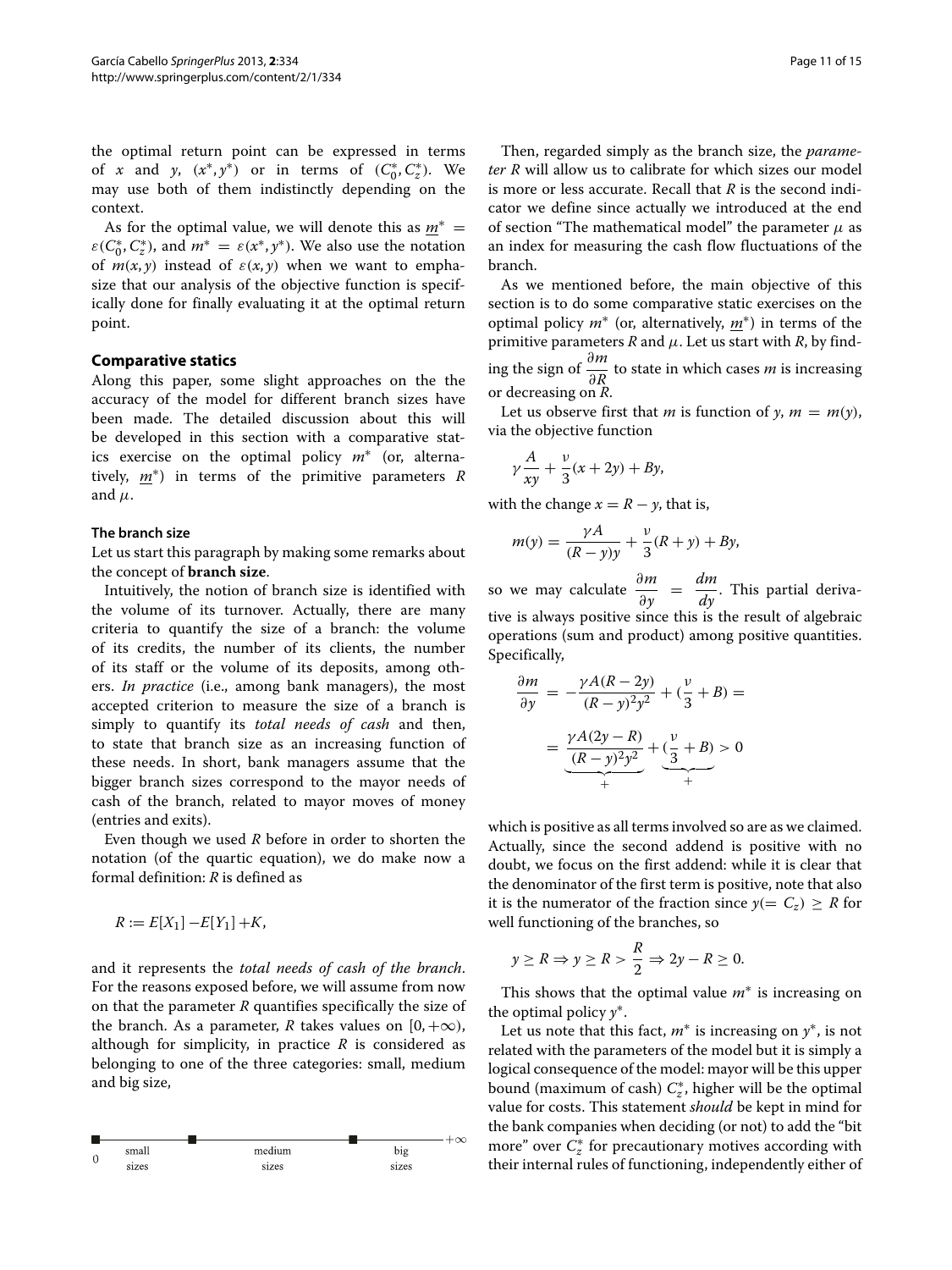the optimal return point can be expressed in terms of $x$ and $y$, $(x^*, y^*)$ or in terms of $(C_0^*, C_z^*)$. We may use both of them indistinctly depending on the context.

As for the optimal value, we will denote this as $\underline{m}^* = \varepsilon(C_0^*, C_z^*)$, and $m^* = \varepsilon(x^*, y^*)$. We also use the notation of $m(x, y)$ instead of $\varepsilon(x, y)$ when we want to emphasize that our analysis of the objective function is specifically done for finally evaluating it at the optimal return point.

## Comparative statics

Along this paper, some slight approaches on the the accuracy of the model for different branch sizes have been made. The detailed discussion about this will be developed in this section with a comparative statics exercise on the optimal policy $m^*$ (or, alternatively, $\underline{m}^*$) in terms of the primitive parameters $R$ and $\mu$.

### The branch size

Let us start this paragraph by making some remarks about the concept of **branch size**.

Intuitively, the notion of branch size is identified with the volume of its turnover. Actually, there are many criteria to quantify the size of a branch: the volume of its credits, the number of its clients, the number of its staff or the volume of its deposits, among others. *In practice* (i.e., among bank managers), the most accepted criterion to measure the size of a branch is simply to quantify its *total needs of cash* and then, to state that branch size as an increasing function of these needs. In short, bank managers assume that the bigger branch sizes correspond to the mayor needs of cash of the branch, related to mayor moves of money (entries and exits).

Even though we used $R$ before in order to shorten the notation (of the quartic equation), we do make now a formal definition: $R$ is defined as

$$R := E[X_1] - E[Y_1] + K,$$

and it represents the *total needs of cash of the branch*. For the reasons exposed before, we will assume from now on that the parameter $R$ quantifies specifically the size of the branch. As a parameter, $R$ takes values on $[0, +\infty)$, although for simplicity, in practice $R$ is considered as belonging to one of the three categories: small, medium and big size,

0 — small sizes — medium sizes — big sizes — $+\infty$

Then, regarded simply as the branch size, the *parameter R* will allow us to calibrate for which sizes our model is more or less accurate. Recall that $R$ is the second indicator we define since actually we introduced at the end of section "The mathematical model" the parameter $\mu$ as an index for measuring the cash flow fluctuations of the branch.

As we mentioned before, the main objective of this section is to do some comparative static exercises on the optimal policy $m^*$ (or, alternatively, $\underline{m}^*$) in terms of the primitive parameters $R$ and $\mu$. Let us start with $R$, by finding the sign of $\frac{\partial m}{\partial R}$ to state in which cases $m$ is increasing or decreasing on $R$.

Let us observe first that $m$ is function of $y$, $m = m(y)$, via the objective function

$$\gamma \frac{A}{xy} + \frac{\nu}{3}(x + 2y) + By,$$

with the change $x = R - y$, that is,

$$m(y) = \frac{\gamma A}{(R - y)y} + \frac{\nu}{3}(R + y) + By,$$

so we may calculate $\frac{\partial m}{\partial y} = \frac{dm}{dy}$. This partial derivative is always positive since this is the result of algebraic operations (sum and product) among positive quantities. Specifically,

$$\frac{\partial m}{\partial y} = -\frac{\gamma A(R - 2y)}{(R - y)^2 y^2} + \left(\frac{\nu}{3} + B\right) =$$

$$= \underbrace{\frac{\gamma A(2y - R)}{(R - y)^2 y^2}}_{+} + \underbrace{\left(\frac{\nu}{3} + B\right)}_{+} > 0$$

which is positive as all terms involved so are as we claimed. Actually, since the second addend is positive with no doubt, we focus on the first addend: while it is clear that the denominator of the first term is positive, note that also it is the numerator of the fraction since $y (= C_z) \geq R$ for well functioning of the branches, so

$$y \geq R \Rightarrow y \geq R > \frac{R}{2} \Rightarrow 2y - R \geq 0.$$

This shows that the optimal value $m^*$ is increasing on the optimal policy $y^*$.

Let us note that this fact, $m^*$ is increasing on $y^*$, is not related with the parameters of the model but it is simply a logical consequence of the model: mayor will be this upper bound (maximum of cash) $C_z^*$, higher will be the optimal value for costs. This statement *should* be kept in mind for the bank companies when deciding (or not) to add the "bit more" over $C_z^*$ for precautionary motives according with their internal rules of functioning, independently either of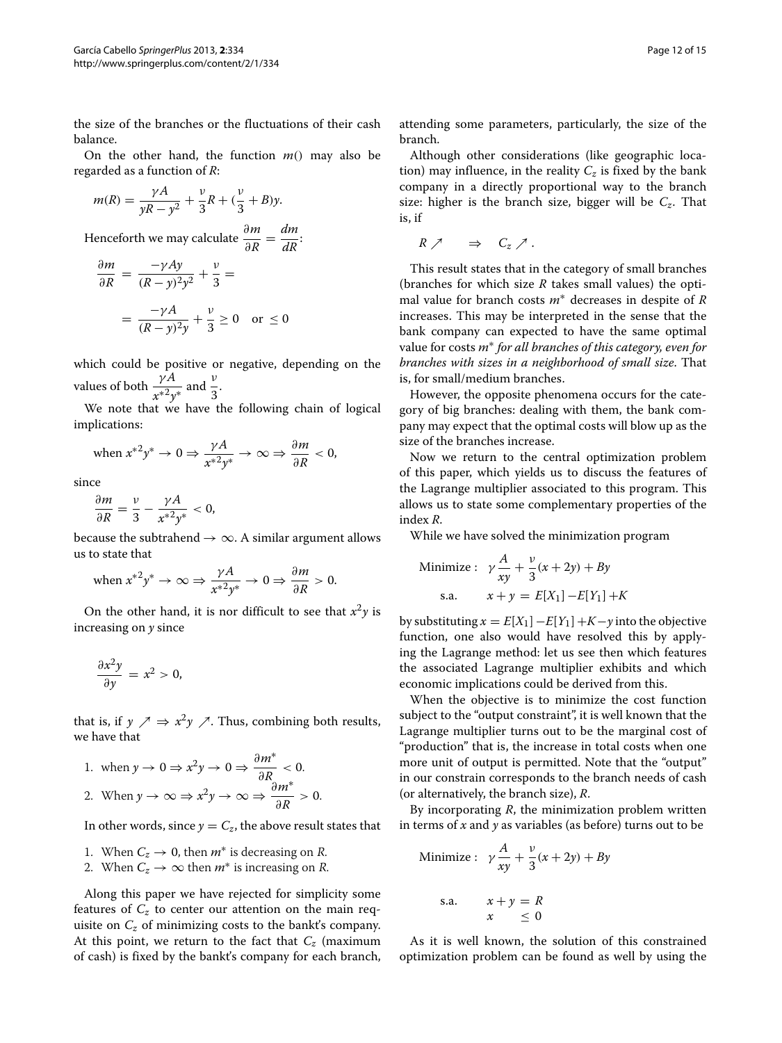the size of the branches or the fluctuations of their cash balance.

On the other hand, the function $m()$ may also be regarded as a function of $R$:

$$m(R) = \frac{\gamma A}{yR - y^2} + \frac{\nu}{3}R + (\frac{\nu}{3} + B)y.$$

Henceforth we may calculate $\frac{\partial m}{\partial R} = \frac{dm}{dR}$:

$$\frac{\partial m}{\partial R} = \frac{-\gamma A y}{(R-y)^2 y^2} + \frac{\nu}{3} =$$

$$= \frac{-\gamma A}{(R-y)^2 y} + \frac{\nu}{3} \geq 0 \quad \text{or } \leq 0$$

which could be positive or negative, depending on the values of both $\frac{\gamma A}{x^{*2} y^*}$ and $\frac{\nu}{3}$.

We note that we have the following chain of logical implications:

$$\text{when } x^{*2}y^* \to 0 \Rightarrow \frac{\gamma A}{x^{*2}y^*} \to \infty \Rightarrow \frac{\partial m}{\partial R} < 0,$$

since

$$\frac{\partial m}{\partial R} = \frac{\nu}{3} - \frac{\gamma A}{x^{*2}y^*} < 0,$$

because the subtrahend $\to \infty$. A similar argument allows us to state that

$$\text{when } x^{*2}y^* \to \infty \Rightarrow \frac{\gamma A}{x^{*2}y^*} \to 0 \Rightarrow \frac{\partial m}{\partial R} > 0.$$

On the other hand, it is nor difficult to see that $x^2 y$ is increasing on $y$ since

$$\frac{\partial x^2 y}{\partial y} = x^2 > 0,$$

that is, if $y \nearrow \Rightarrow x^2 y \nearrow$. Thus, combining both results, we have that

1. when $y \to 0 \Rightarrow x^2 y \to 0 \Rightarrow \frac{\partial m^*}{\partial R} < 0$.
2. When $y \to \infty \Rightarrow x^2 y \to \infty \Rightarrow \frac{\partial m^*}{\partial R} > 0$.

In other words, since $y = C_z$, the above result states that

1. When $C_z \to 0$, then $m^*$ is decreasing on $R$.
2. When $C_z \to \infty$ then $m^*$ is increasing on $R$.

Along this paper we have rejected for simplicity some features of $C_z$ to center our attention on the main requisite on $C_z$ of minimizing costs to the bankt's company. At this point, we return to the fact that $C_z$ (maximum of cash) is fixed by the bankt's company for each branch, attending some parameters, particularly, the size of the branch.

Although other considerations (like geographic location) may influence, in the reality $C_z$ is fixed by the bank company in a directly proportional way to the branch size: higher is the branch size, bigger will be $C_z$. That is, if

$$R \nearrow \quad \Rightarrow \quad C_z \nearrow.$$

This result states that in the category of small branches (branches for which size $R$ takes small values) the optimal value for branch costs $m^*$ decreases in despite of $R$ increases. This may be interpreted in the sense that the bank company can expected to have the same optimal value for costs $m^*$ *for all branches of this category, even for branches with sizes in a neighborhood of small size*. That is, for small/medium branches.

However, the opposite phenomena occurs for the category of big branches: dealing with them, the bank company may expect that the optimal costs will blow up as the size of the branches increase.

Now we return to the central optimization problem of this paper, which yields us to discuss the features of the Lagrange multiplier associated to this program. This allows us to state some complementary properties of the index $R$.

While we have solved the minimization program

$$\begin{aligned} \text{Minimize :} \quad & \gamma \frac{A}{xy} + \frac{\nu}{3}(x + 2y) + By \\ \text{s.a.} \quad & x + y = E[X_1] - E[Y_1] + K \end{aligned}$$

by substituting $x = E[X_1] - E[Y_1] + K - y$ into the objective function, one also would have resolved this by applying the Lagrange method: let us see then which features the associated Lagrange multiplier exhibits and which economic implications could be derived from this.

When the objective is to minimize the cost function subject to the "output constraint", it is well known that the Lagrange multiplier turns out to be the marginal cost of "production" that is, the increase in total costs when one more unit of output is permitted. Note that the "output" in our constrain corresponds to the branch needs of cash (or alternatively, the branch size), $R$.

By incorporating $R$, the minimization problem written in terms of $x$ and $y$ as variables (as before) turns out to be

$$\begin{aligned} \text{Minimize :} \quad & \gamma \frac{A}{xy} + \frac{\nu}{3}(x + 2y) + By \\ \text{s.a.} \quad & x + y = R \\ & x \leq 0 \end{aligned}$$

As it is well known, the solution of this constrained optimization problem can be found as well by using the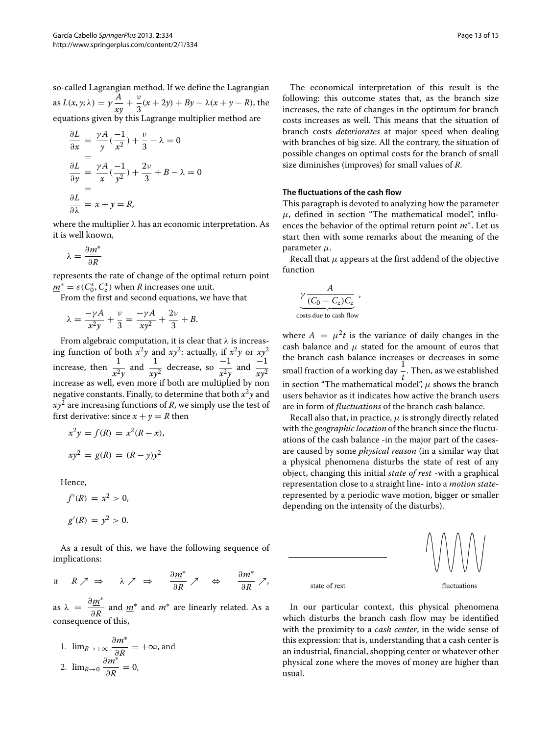so-called Lagrangian method. If we define the Lagrangian as $L(x,y;\lambda) = \gamma \dfrac{A}{xy} + \dfrac{\nu}{3}(x+2y) + By - \lambda(x+y-R)$, the equations given by this Lagrange multiplier method are

$$\begin{aligned}
\frac{\partial L}{\partial x} &= \frac{\gamma A}{y}\left(\frac{-1}{x^2}\right) + \frac{\nu}{3} - \lambda = 0 \\
&= \\
\frac{\partial L}{\partial y} &= \frac{\gamma A}{x}\left(\frac{-1}{y^2}\right) + \frac{2\nu}{3} + B - \lambda = 0 \\
&= \\
\frac{\partial L}{\partial \lambda} &= x + y = R,
\end{aligned}$$

where the multiplier $\lambda$ has an economic interpretation. As it is well known,

$$\lambda = \frac{\partial \underline{m}^*}{\partial R}$$

represents the rate of change of the optimal return point $\underline{m}^* = \varepsilon(C_0^*, C_z^*)$ when $R$ increases one unit.

From the first and second equations, we have that

$$\lambda = \frac{-\gamma A}{x^2 y} + \frac{\nu}{3} = \frac{-\gamma A}{xy^2} + \frac{2\nu}{3} + B.$$

From algebraic computation, it is clear that $\lambda$ is increasing function of both $x^2y$ and $xy^2$: actually, if $x^2y$ or $xy^2$ increase, then $\dfrac{1}{x^2y}$ and $\dfrac{1}{xy^2}$ decrease, so $\dfrac{-1}{x^2y}$ and $\dfrac{-1}{xy^2}$ increase as well, even more if both are multiplied by non negative constants. Finally, to determine that both $x^2y$ and $xy^2$ are increasing functions of $R$, we simply use the test of first derivative: since $x + y = R$ then

$$x^2 y = f(R) = x^2(R-x),$$

$$xy^2 = g(R) = (R-y)y^2$$

Hence,

$$f'(R) = x^2 > 0,$$

$$g'(R) = y^2 > 0.$$

As a result of this, we have the following sequence of implications:

$$\text{if} \quad R \nearrow \;\Rightarrow\; \lambda \nearrow \;\Rightarrow\; \frac{\partial \underline{m}^*}{\partial R} \nearrow \;\Leftrightarrow\; \frac{\partial m^*}{\partial R} \nearrow,$$

as $\lambda = \dfrac{\partial \underline{m}^*}{\partial R}$ and $\underline{m}^*$ and $m^*$ are linearly related. As a consequence of this,

1. $\lim_{R\to+\infty} \dfrac{\partial m^*}{\partial R} = +\infty$, and
2. $\lim_{R\to 0} \dfrac{\partial m^*}{\partial R} = 0$,

The economical interpretation of this result is the following: this outcome states that, as the branch size increases, the rate of changes in the optimum for branch costs increases as well. This means that the situation of branch costs *deteriorates* at major speed when dealing with branches of big size. All the contrary, the situation of possible changes on optimal costs for the branch of small size diminishes (improves) for small values of $R$.

### The fluctuations of the cash flow

This paragraph is devoted to analyzing how the parameter $\mu$, defined in section "The mathematical model", influences the behavior of the optimal return point $m^*$. Let us start then with some remarks about the meaning of the parameter $\mu$.

Recall that $\mu$ appears at the first addend of the objective function

$$\underbrace{\gamma \frac{A}{(C_0 - C_z)C_z}}_{\text{costs due to cash flow}},$$

where $A = \mu^2 t$ is the variance of daily changes in the cash balance and $\mu$ stated for the amount of euros that the branch cash balance increases or decreases in some small fraction of a working day $\dfrac{1}{t}$. Then, as we established in section "The mathematical model", $\mu$ shows the branch users behavior as it indicates how active the branch users are in form of *fluctuations* of the branch cash balance.

Recall also that, in practice, $\mu$ is strongly directly related with the *geographic location* of the branch since the fluctuations of the cash balance -in the major part of the cases- are caused by some *physical reason* (in a similar way that a physical phenomena disturbs the state of rest of any object, changing this initial *state of rest* -with a graphical representation close to a straight line- into a *motion state*- represented by a periodic wave motion, bigger or smaller depending on the intensity of the disturbs).

state of rest    fluctuations

In our particular context, this physical phenomena which disturbs the branch cash flow may be identified with the proximity to a *cash center*, in the wide sense of this expression: that is, understanding that a cash center is an industrial, financial, shopping center or whatever other physical zone where the moves of money are higher than usual.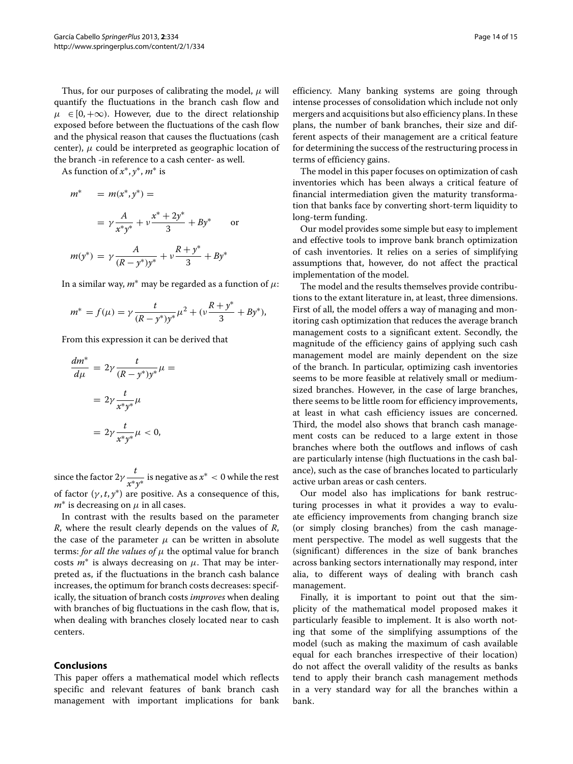Thus, for our purposes of calibrating the model, $\mu$ will quantify the fluctuations in the branch cash flow and $\mu \in [0, +\infty)$. However, due to the direct relationship exposed before between the fluctuations of the cash flow and the physical reason that causes the fluctuations (cash center), $\mu$ could be interpreted as geographic location of the branch -in reference to a cash center- as well.

As function of $x^*, y^*, m^*$ is

$$
\begin{aligned}
m^* &= m(x^*, y^*) = \\
&= \gamma \frac{A}{x^* y^*} + \nu \frac{x^* + 2y^*}{3} + By^* \qquad \text{or} \\
m(y^*) &= \gamma \frac{A}{(R - y^*) y^*} + \nu \frac{R + y^*}{3} + By^*
\end{aligned}
$$

In a similar way, $m^*$ may be regarded as a function of $\mu$:

$$
m^* = f(\mu) = \gamma \frac{t}{(R - y^*) y^*} \mu^2 + (\nu \frac{R + y^*}{3} + By^*),
$$

From this expression it can be derived that

$$
\begin{aligned}
\frac{dm^*}{d\mu} &= 2\gamma \frac{t}{(R - y^*) y^*} \mu = \\
&= 2\gamma \frac{t}{x^* y^*} \mu \\
&= 2\gamma \frac{t}{x^* y^*} \mu < 0,
\end{aligned}
$$

since the factor $2\gamma \frac{t}{x^* y^*}$ is negative as $x^* < 0$ while the rest of factor $(\gamma, t, y^*)$ are positive. As a consequence of this, $m^*$ is decreasing on $\mu$ in all cases.

In contrast with the results based on the parameter $R$, where the result clearly depends on the values of $R$, the case of the parameter $\mu$ can be written in absolute terms: *for all the values of* $\mu$ the optimal value for branch costs $m^*$ is always decreasing on $\mu$. That may be interpreted as, if the fluctuations in the branch cash balance increases, the optimum for branch costs decreases: specifically, the situation of branch costs *improves* when dealing with branches of big fluctuations in the cash flow, that is, when dealing with branches closely located near to cash centers.

## Conclusions

This paper offers a mathematical model which reflects specific and relevant features of bank branch cash management with important implications for bank efficiency. Many banking systems are going through intense processes of consolidation which include not only mergers and acquisitions but also efficiency plans. In these plans, the number of bank branches, their size and different aspects of their management are a critical feature for determining the success of the restructuring process in terms of efficiency gains.

The model in this paper focuses on optimization of cash inventories which has been always a critical feature of financial intermediation given the maturity transformation that banks face by converting short-term liquidity to long-term funding.

Our model provides some simple but easy to implement and effective tools to improve bank branch optimization of cash inventories. It relies on a series of simplifying assumptions that, however, do not affect the practical implementation of the model.

The model and the results themselves provide contributions to the extant literature in, at least, three dimensions. First of all, the model offers a way of managing and monitoring cash optimization that reduces the average branch management costs to a significant extent. Secondly, the magnitude of the efficiency gains of applying such cash management model are mainly dependent on the size of the branch. In particular, optimizing cash inventories seems to be more feasible at relatively small or medium-sized branches. However, in the case of large branches, there seems to be little room for efficiency improvements, at least in what cash efficiency issues are concerned. Third, the model also shows that branch cash management costs can be reduced to a large extent in those branches where both the outflows and inflows of cash are particularly intense (high fluctuations in the cash balance), such as the case of branches located to particularly active urban areas or cash centers.

Our model also has implications for bank restructuring processes in what it provides a way to evaluate efficiency improvements from changing branch size (or simply closing branches) from the cash management perspective. The model as well suggests that the (significant) differences in the size of bank branches across banking sectors internationally may respond, inter alia, to different ways of dealing with branch cash management.

Finally, it is important to point out that the simplicity of the mathematical model proposed makes it particularly feasible to implement. It is also worth noting that some of the simplifying assumptions of the model (such as making the maximum of cash available equal for each branches irrespective of their location) do not affect the overall validity of the results as banks tend to apply their branch cash management methods in a very standard way for all the branches within a bank.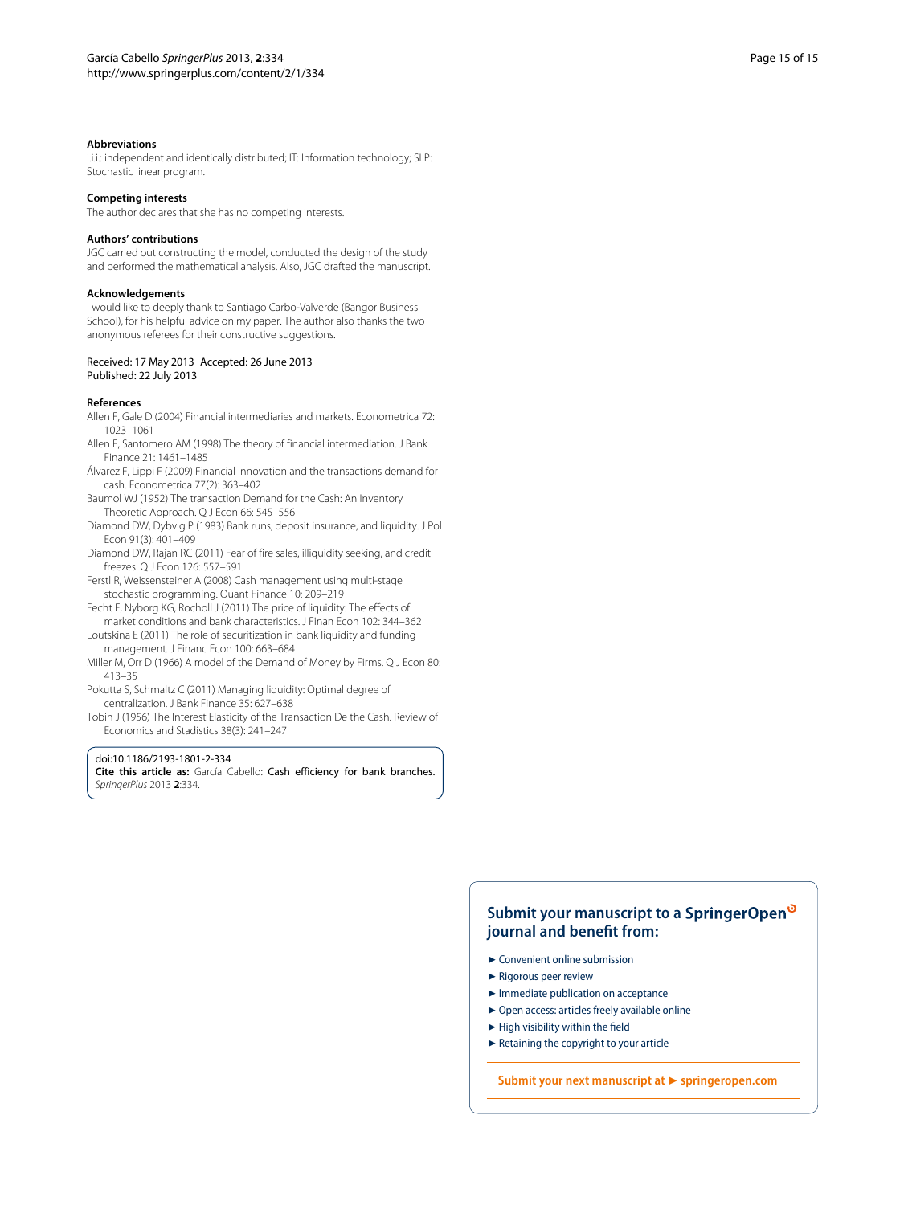**Abbreviations**

i.i.i.: independent and identically distributed; IT: Information technology; SLP: Stochastic linear program.

**Competing interests**

The author declares that she has no competing interests.

**Authors' contributions**

JGC carried out constructing the model, conducted the design of the study and performed the mathematical analysis. Also, JGC drafted the manuscript.

**Acknowledgements**

I would like to deeply thank to Santiago Carbo-Valverde (Bangor Business School), for his helpful advice on my paper. The author also thanks the two anonymous referees for their constructive suggestions.

Received: 17 May 2013 Accepted: 26 June 2013
Published: 22 July 2013

**References**

Allen F, Gale D (2004) Financial intermediaries and markets. Econometrica 72: 1023–1061

Allen F, Santomero AM (1998) The theory of financial intermediation. J Bank Finance 21: 1461–1485

Álvarez F, Lippi F (2009) Financial innovation and the transactions demand for cash. Econometrica 77(2): 363–402

Baumol WJ (1952) The transaction Demand for the Cash: An Inventory Theoretic Approach. Q J Econ 66: 545–556

Diamond DW, Dybvig P (1983) Bank runs, deposit insurance, and liquidity. J Pol Econ 91(3): 401–409

Diamond DW, Rajan RC (2011) Fear of fire sales, illiquidity seeking, and credit freezes. Q J Econ 126: 557–591

Ferstl R, Weissensteiner A (2008) Cash management using multi-stage stochastic programming. Quant Finance 10: 209–219

Fecht F, Nyborg KG, Rocholl J (2011) The price of liquidity: The effects of market conditions and bank characteristics. J Finan Econ 102: 344–362

Loutskina E (2011) The role of securitization in bank liquidity and funding management. J Financ Econ 100: 663–684

Miller M, Orr D (1966) A model of the Demand of Money by Firms. Q J Econ 80: 413–35

Pokutta S, Schmaltz C (2011) Managing liquidity: Optimal degree of centralization. J Bank Finance 35: 627–638

Tobin J (1956) The Interest Elasticity of the Transaction De the Cash. Review of Economics and Stadistics 38(3): 241–247

doi:10.1186/2193-1801-2-334

**Cite this article as:** García Cabello: Cash efficiency for bank branches. *SpringerPlus* 2013 **2**:334.

**Submit your manuscript to a SpringerOpen journal and benefit from:**

- ► Convenient online submission
- ► Rigorous peer review
- ► Immediate publication on acceptance
- ► Open access: articles freely available online
- ► High visibility within the field
- ► Retaining the copyright to your article

**Submit your next manuscript at ► springeropen.com**